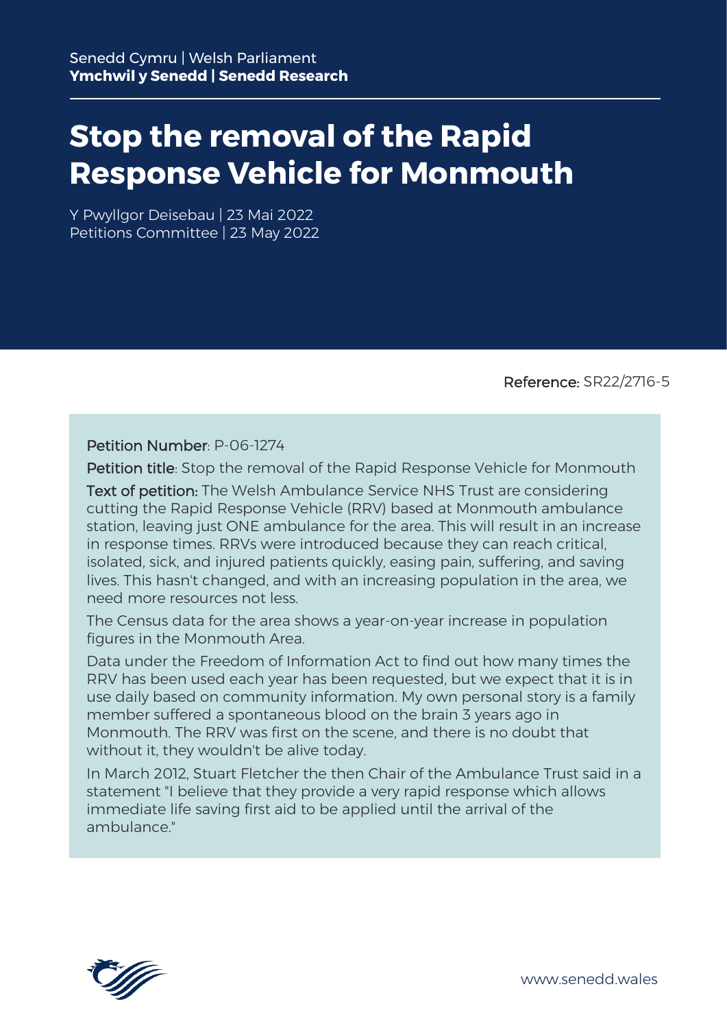Senedd Cymru | Welsh Parliament
**Ymchwil y Senedd | Senedd Research**

# Stop the removal of the Rapid Response Vehicle for Monmouth

Y Pwyllgor Deisebau | 23 Mai 2022
Petitions Committee | 23 May 2022

Reference: SR22/2716-5

Petition Number: P-06-1274

Petition title: Stop the removal of the Rapid Response Vehicle for Monmouth

Text of petition: The Welsh Ambulance Service NHS Trust are considering cutting the Rapid Response Vehicle (RRV) based at Monmouth ambulance station, leaving just ONE ambulance for the area. This will result in an increase in response times. RRVs were introduced because they can reach critical, isolated, sick, and injured patients quickly, easing pain, suffering, and saving lives. This hasn't changed, and with an increasing population in the area, we need more resources not less.

The Census data for the area shows a year-on-year increase in population figures in the Monmouth Area.

Data under the Freedom of Information Act to find out how many times the RRV has been used each year has been requested, but we expect that it is in use daily based on community information. My own personal story is a family member suffered a spontaneous blood on the brain 3 years ago in Monmouth. The RRV was first on the scene, and there is no doubt that without it, they wouldn't be alive today.

In March 2012, Stuart Fletcher the then Chair of the Ambulance Trust said in a statement "I believe that they provide a very rapid response which allows immediate life saving first aid to be applied until the arrival of the ambulance."

www.senedd.wales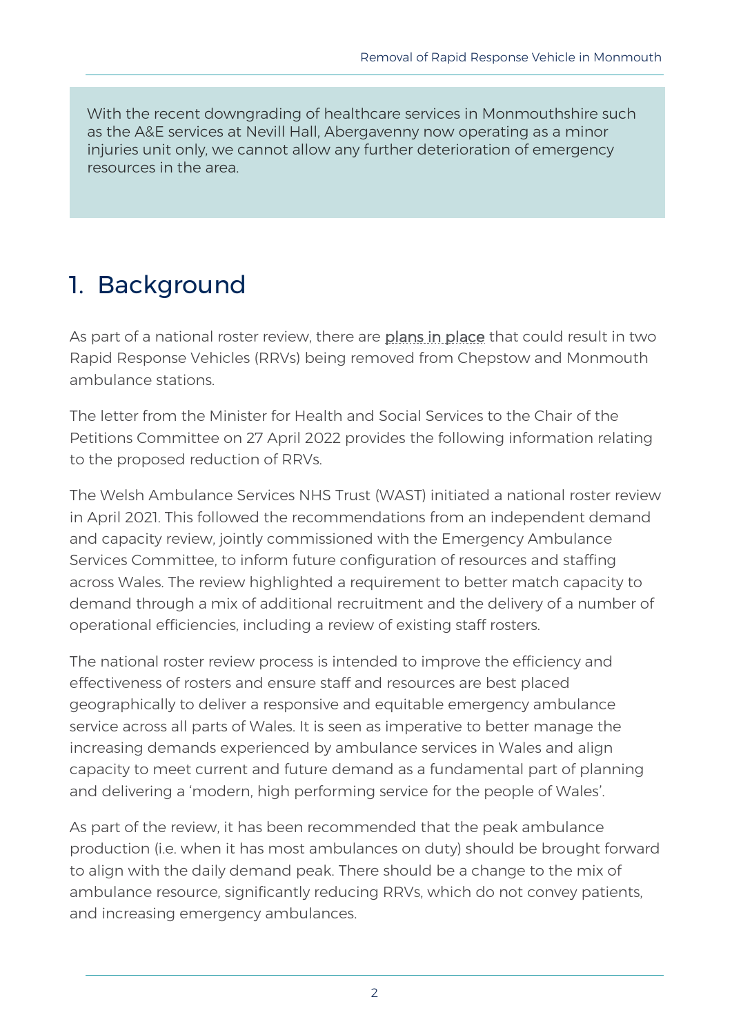With the recent downgrading of healthcare services in Monmouthshire such as the A&E services at Nevill Hall, Abergavenny now operating as a minor injuries unit only, we cannot allow any further deterioration of emergency resources in the area.

# 1. Background

As part of a national roster review, there are plans in place that could result in two Rapid Response Vehicles (RRVs) being removed from Chepstow and Monmouth ambulance stations.

The letter from the Minister for Health and Social Services to the Chair of the Petitions Committee on 27 April 2022 provides the following information relating to the proposed reduction of RRVs.

The Welsh Ambulance Services NHS Trust (WAST) initiated a national roster review in April 2021. This followed the recommendations from an independent demand and capacity review, jointly commissioned with the Emergency Ambulance Services Committee, to inform future configuration of resources and staffing across Wales. The review highlighted a requirement to better match capacity to demand through a mix of additional recruitment and the delivery of a number of operational efficiencies, including a review of existing staff rosters.

The national roster review process is intended to improve the efficiency and effectiveness of rosters and ensure staff and resources are best placed geographically to deliver a responsive and equitable emergency ambulance service across all parts of Wales. It is seen as imperative to better manage the increasing demands experienced by ambulance services in Wales and align capacity to meet current and future demand as a fundamental part of planning and delivering a 'modern, high performing service for the people of Wales'.

As part of the review, it has been recommended that the peak ambulance production (i.e. when it has most ambulances on duty) should be brought forward to align with the daily demand peak. There should be a change to the mix of ambulance resource, significantly reducing RRVs, which do not convey patients, and increasing emergency ambulances.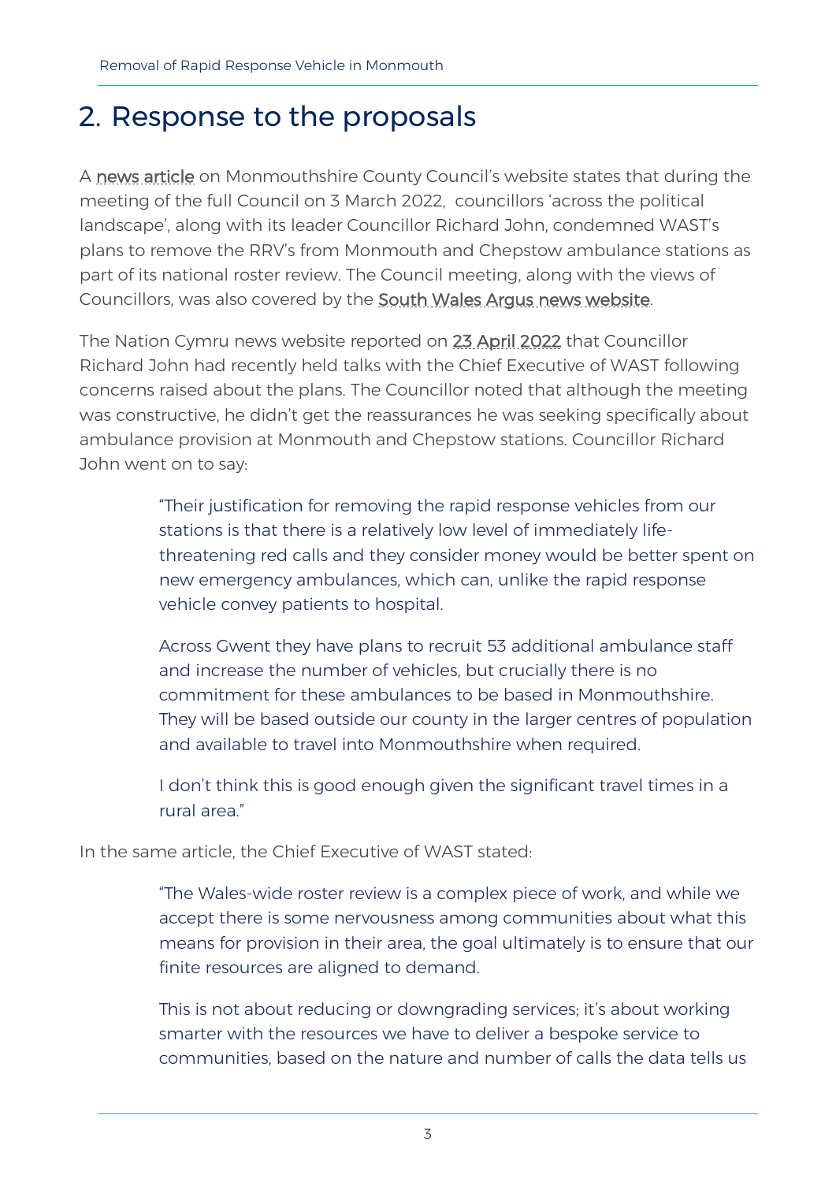# 2. Response to the proposals

A news article on Monmouthshire County Council's website states that during the meeting of the full Council on 3 March 2022, councillors 'across the political landscape', along with its leader Councillor Richard John, condemned WAST's plans to remove the RRV's from Monmouth and Chepstow ambulance stations as part of its national roster review. The Council meeting, along with the views of Councillors, was also covered by the South Wales Argus news website.

The Nation Cymru news website reported on 23 April 2022 that Councillor Richard John had recently held talks with the Chief Executive of WAST following concerns raised about the plans. The Councillor noted that although the meeting was constructive, he didn't get the reassurances he was seeking specifically about ambulance provision at Monmouth and Chepstow stations. Councillor Richard John went on to say:

> "Their justification for removing the rapid response vehicles from our stations is that there is a relatively low level of immediately life-threatening red calls and they consider money would be better spent on new emergency ambulances, which can, unlike the rapid response vehicle convey patients to hospital.
>
> Across Gwent they have plans to recruit 53 additional ambulance staff and increase the number of vehicles, but crucially there is no commitment for these ambulances to be based in Monmouthshire. They will be based outside our county in the larger centres of population and available to travel into Monmouthshire when required.
>
> I don't think this is good enough given the significant travel times in a rural area."

In the same article, the Chief Executive of WAST stated:

> "The Wales-wide roster review is a complex piece of work, and while we accept there is some nervousness among communities about what this means for provision in their area, the goal ultimately is to ensure that our finite resources are aligned to demand.
>
> This is not about reducing or downgrading services; it's about working smarter with the resources we have to deliver a bespoke service to communities, based on the nature and number of calls the data tells us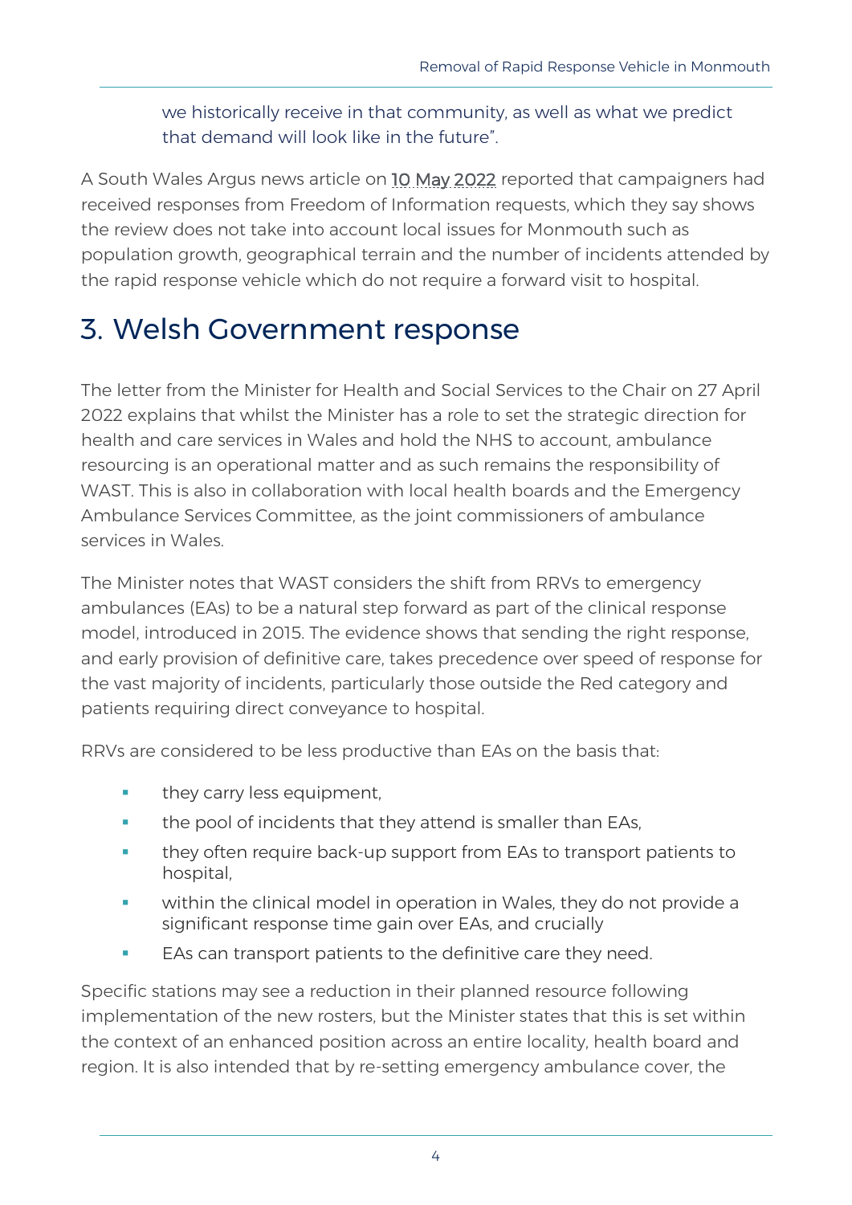we historically receive in that community, as well as what we predict that demand will look like in the future".

A South Wales Argus news article on 10 May 2022 reported that campaigners had received responses from Freedom of Information requests, which they say shows the review does not take into account local issues for Monmouth such as population growth, geographical terrain and the number of incidents attended by the rapid response vehicle which do not require a forward visit to hospital.

# 3. Welsh Government response

The letter from the Minister for Health and Social Services to the Chair on 27 April 2022 explains that whilst the Minister has a role to set the strategic direction for health and care services in Wales and hold the NHS to account, ambulance resourcing is an operational matter and as such remains the responsibility of WAST. This is also in collaboration with local health boards and the Emergency Ambulance Services Committee, as the joint commissioners of ambulance services in Wales.

The Minister notes that WAST considers the shift from RRVs to emergency ambulances (EAs) to be a natural step forward as part of the clinical response model, introduced in 2015. The evidence shows that sending the right response, and early provision of definitive care, takes precedence over speed of response for the vast majority of incidents, particularly those outside the Red category and patients requiring direct conveyance to hospital.

RRVs are considered to be less productive than EAs on the basis that:

- they carry less equipment,
- the pool of incidents that they attend is smaller than EAs,
- they often require back-up support from EAs to transport patients to hospital,
- within the clinical model in operation in Wales, they do not provide a significant response time gain over EAs, and crucially
- EAs can transport patients to the definitive care they need.

Specific stations may see a reduction in their planned resource following implementation of the new rosters, but the Minister states that this is set within the context of an enhanced position across an entire locality, health board and region. It is also intended that by re-setting emergency ambulance cover, the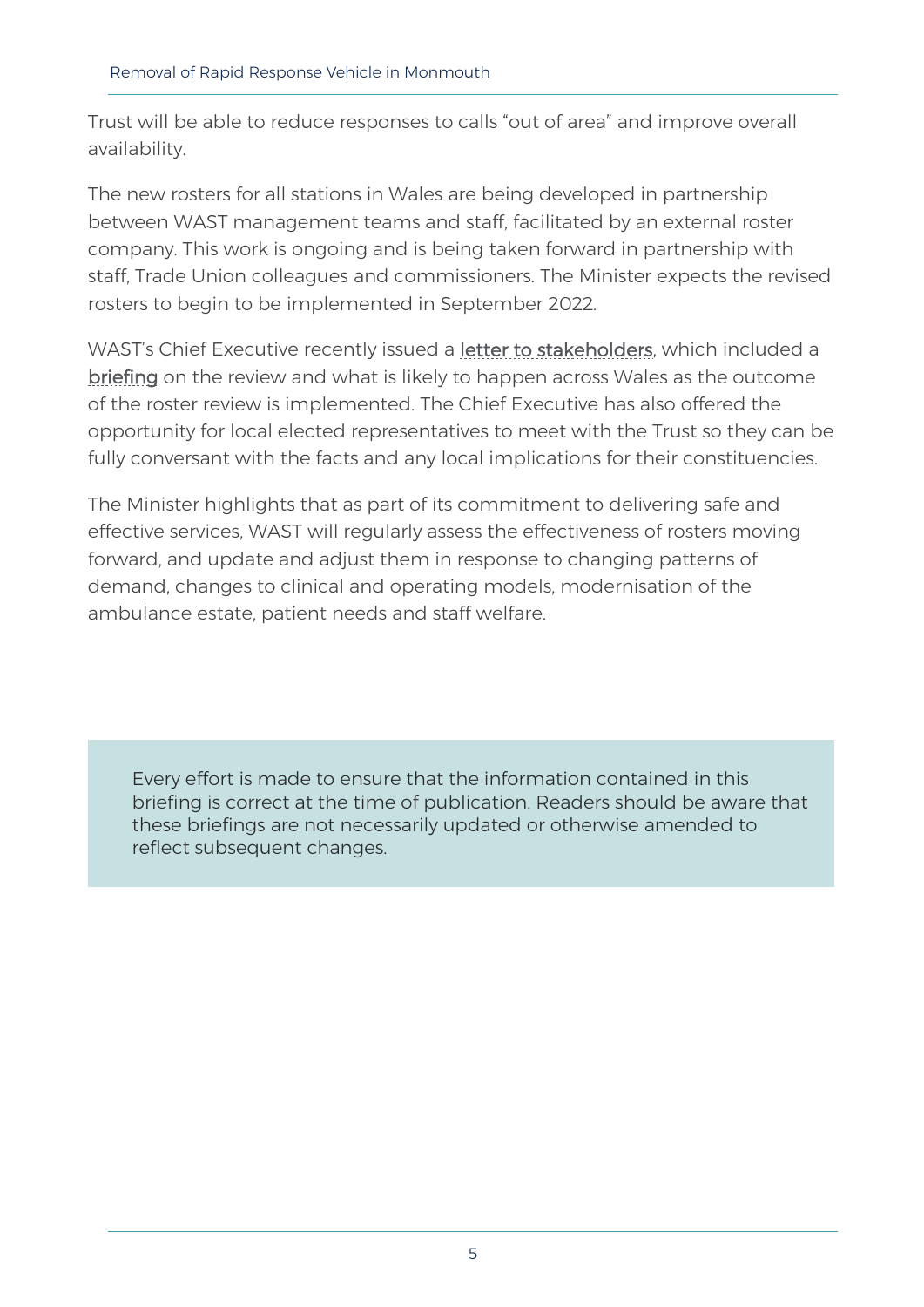Trust will be able to reduce responses to calls "out of area" and improve overall availability.

The new rosters for all stations in Wales are being developed in partnership between WAST management teams and staff, facilitated by an external roster company. This work is ongoing and is being taken forward in partnership with staff, Trade Union colleagues and commissioners. The Minister expects the revised rosters to begin to be implemented in September 2022.

WAST's Chief Executive recently issued a letter to stakeholders, which included a briefing on the review and what is likely to happen across Wales as the outcome of the roster review is implemented. The Chief Executive has also offered the opportunity for local elected representatives to meet with the Trust so they can be fully conversant with the facts and any local implications for their constituencies.

The Minister highlights that as part of its commitment to delivering safe and effective services, WAST will regularly assess the effectiveness of rosters moving forward, and update and adjust them in response to changing patterns of demand, changes to clinical and operating models, modernisation of the ambulance estate, patient needs and staff welfare.

> Every effort is made to ensure that the information contained in this briefing is correct at the time of publication. Readers should be aware that these briefings are not necessarily updated or otherwise amended to reflect subsequent changes.